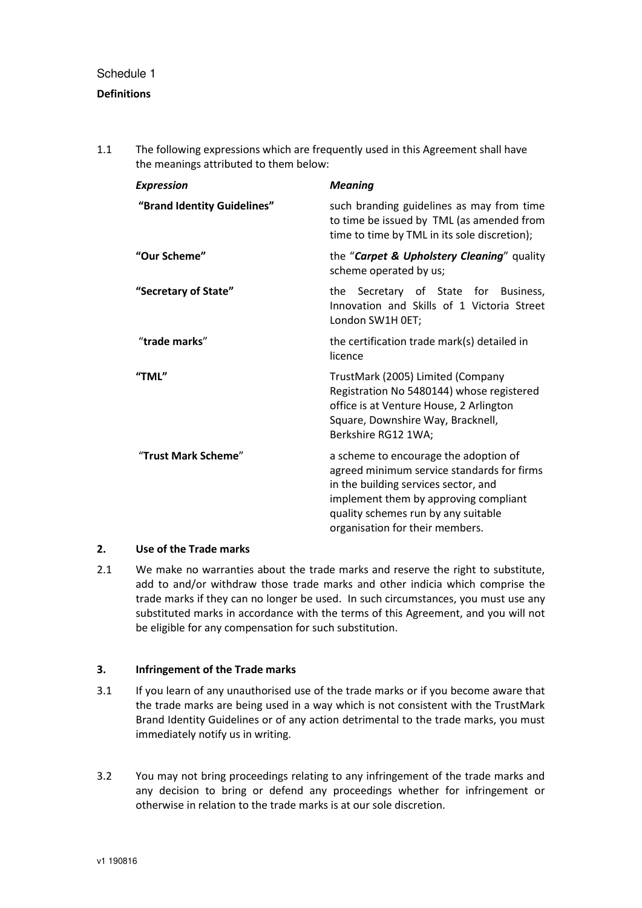Schedule 1

**Definitions**

1.1 The following expressions which are frequently used in this Agreement shall have the meanings attributed to them below:

| ***Expression*** | ***Meaning*** |
|---|---|
| **"Brand Identity Guidelines"** | such branding guidelines as may from time to time be issued by TML (as amended from time to time by TML in its sole discretion); |
| **"Our Scheme"** | the "***Carpet & Upholstery Cleaning***" quality scheme operated by us; |
| **"Secretary of State"** | the Secretary of State for Business, Innovation and Skills of 1 Victoria Street London SW1H 0ET; |
| "**trade marks**" | the certification trade mark(s) detailed in licence |
| **"TML"** | TrustMark (2005) Limited (Company Registration No 5480144) whose registered office is at Venture House, 2 Arlington Square, Downshire Way, Bracknell, Berkshire RG12 1WA; |
| "**Trust Mark Scheme**" | a scheme to encourage the adoption of agreed minimum service standards for firms in the building services sector, and implement them by approving compliant quality schemes run by any suitable organisation for their members. |

**2. Use of the Trade marks**

2.1 We make no warranties about the trade marks and reserve the right to substitute, add to and/or withdraw those trade marks and other indicia which comprise the trade marks if they can no longer be used. In such circumstances, you must use any substituted marks in accordance with the terms of this Agreement, and you will not be eligible for any compensation for such substitution.

**3. Infringement of the Trade marks**

3.1 If you learn of any unauthorised use of the trade marks or if you become aware that the trade marks are being used in a way which is not consistent with the TrustMark Brand Identity Guidelines or of any action detrimental to the trade marks, you must immediately notify us in writing.

3.2 You may not bring proceedings relating to any infringement of the trade marks and any decision to bring or defend any proceedings whether for infringement or otherwise in relation to the trade marks is at our sole discretion.

v1 190816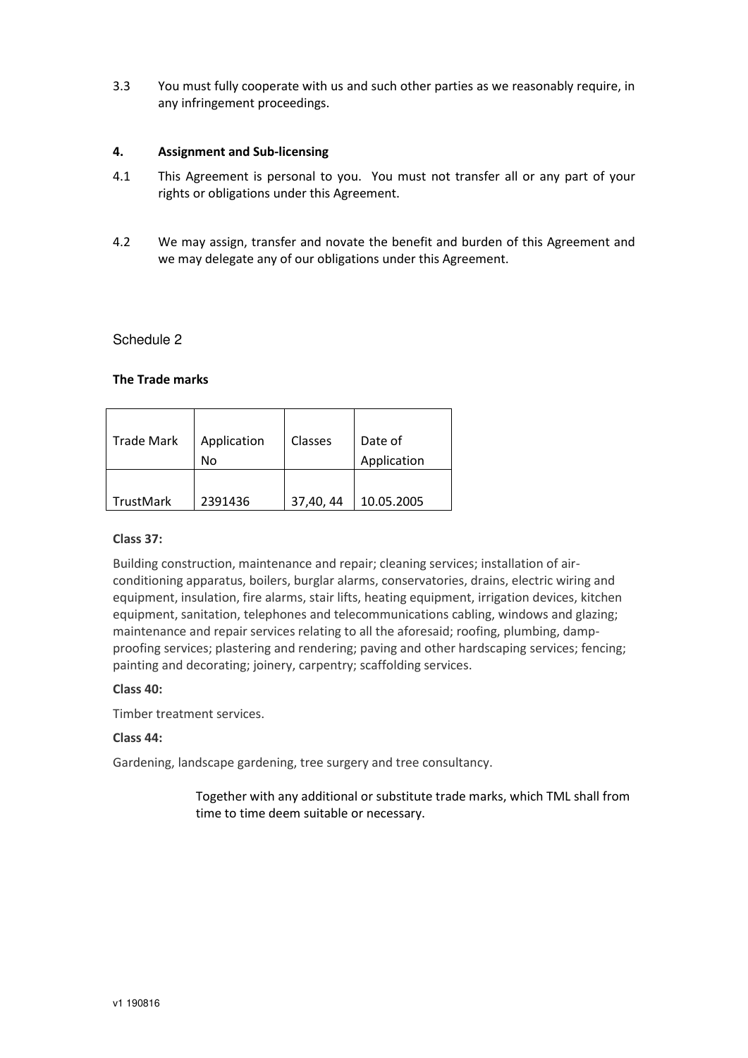3.3 You must fully cooperate with us and such other parties as we reasonably require, in any infringement proceedings.

**4. Assignment and Sub-licensing**

4.1 This Agreement is personal to you. You must not transfer all or any part of your rights or obligations under this Agreement.

4.2 We may assign, transfer and novate the benefit and burden of this Agreement and we may delegate any of our obligations under this Agreement.

## Schedule 2

**The Trade marks**

| Trade Mark | Application No | Classes | Date of Application |
|---|---|---|---|
| TrustMark | 2391436 | 37,40, 44 | 10.05.2005 |

**Class 37:**

Building construction, maintenance and repair; cleaning services; installation of air-conditioning apparatus, boilers, burglar alarms, conservatories, drains, electric wiring and equipment, insulation, fire alarms, stair lifts, heating equipment, irrigation devices, kitchen equipment, sanitation, telephones and telecommunications cabling, windows and glazing; maintenance and repair services relating to all the aforesaid; roofing, plumbing, damp-proofing services; plastering and rendering; paving and other hardscaping services; fencing; painting and decorating; joinery, carpentry; scaffolding services.

**Class 40:**

Timber treatment services.

**Class 44:**

Gardening, landscape gardening, tree surgery and tree consultancy.

Together with any additional or substitute trade marks, which TML shall from time to time deem suitable or necessary.

v1 190816